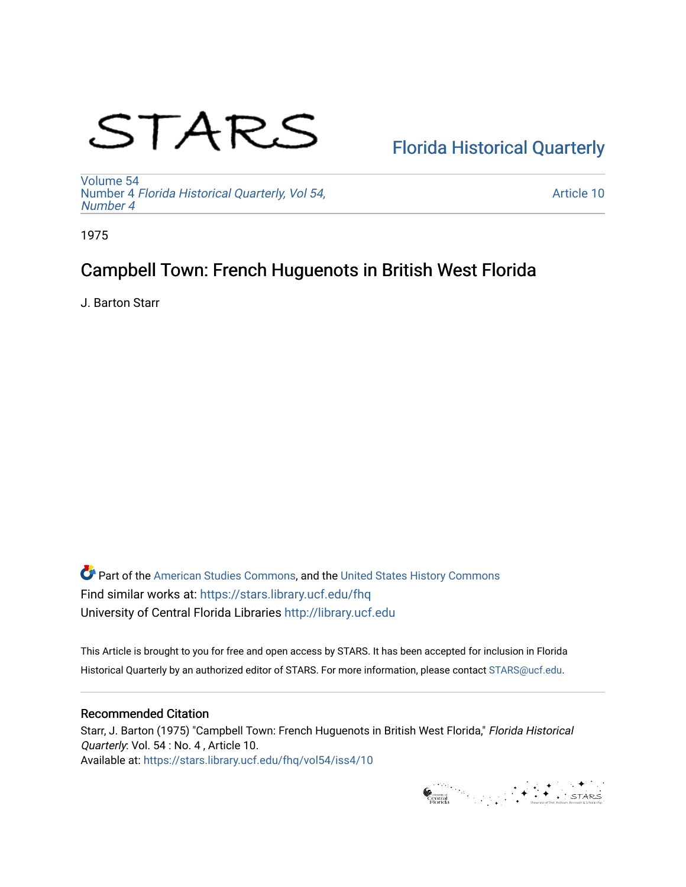# STARS

Florida Historical Quarterly

Volume 54
Number 4 *Florida Historical Quarterly, Vol 54, Number 4*

Article 10

1975

## Campbell Town: French Huguenots in British West Florida

J. Barton Starr

Part of the American Studies Commons, and the United States History Commons
Find similar works at: https://stars.library.ucf.edu/fhq
University of Central Florida Libraries http://library.ucf.edu

This Article is brought to you for free and open access by STARS. It has been accepted for inclusion in Florida Historical Quarterly by an authorized editor of STARS. For more information, please contact STARS@ucf.edu.

### Recommended Citation

Starr, J. Barton (1975) "Campbell Town: French Huguenots in British West Florida," *Florida Historical Quarterly*: Vol. 54 : No. 4 , Article 10.
Available at: https://stars.library.ucf.edu/fhq/vol54/iss4/10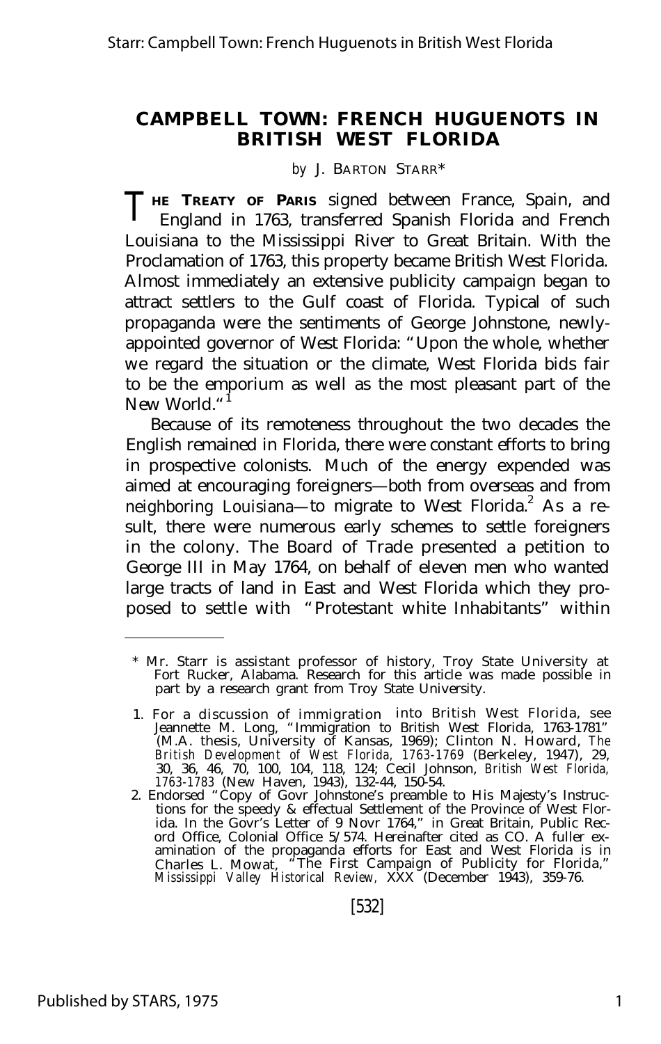# CAMPBELL TOWN: FRENCH HUGUENOTS IN BRITISH WEST FLORIDA

*by* J. BARTON STARR*

THE TREATY OF PARIS signed between France, Spain, and England in 1763, transferred Spanish Florida and French Louisiana to the Mississippi River to Great Britain. With the Proclamation of 1763, this property became British West Florida. Almost immediately an extensive publicity campaign began to attract settlers to the Gulf coast of Florida. Typical of such propaganda were the sentiments of George Johnstone, newly-appointed governor of West Florida: "Upon the whole, whether we regard the situation or the climate, West Florida bids fair to be the emporium as well as the most pleasant part of the New World."[1]

Because of its remoteness throughout the two decades the English remained in Florida, there were constant efforts to bring in prospective colonists. Much of the energy expended was aimed at encouraging foreigners—both from overseas and from neighboring Louisiana—to migrate to West Florida.[2] As a result, there were numerous early schemes to settle foreigners in the colony. The Board of Trade presented a petition to George III in May 1764, on behalf of eleven men who wanted large tracts of land in East and West Florida which they proposed to settle with "Protestant white Inhabitants" within

---

\* Mr. Starr is assistant professor of history, Troy State University at Fort Rucker, Alabama. Research for this article was made possible in part by a research grant from Troy State University.

1. For a discussion of immigration into British West Florida, see Jeannette M. Long, "Immigration to British West Florida, 1763-1781" (M.A. thesis, University of Kansas, 1969); Clinton N. Howard, *The British Development of West Florida, 1763-1769* (Berkeley, 1947), 29, 30, 36, 46, 70, 100, 104, 118, 124; Cecil Johnson, *British West Florida, 1763-1783* (New Haven, 1943), 132-44, 150-54.
2. Endorsed "Copy of Govr Johnstone's preamble to His Majesty's Instructions for the speedy & effectual Settlement of the Province of West Florida. In the Govr's Letter of 9 Novr 1764," in Great Britain, Public Record Office, Colonial Office 5/574. Hereinafter cited as CO. A fuller examination of the propaganda efforts for East and West Florida is in Charles L. Mowat, "The First Campaign of Publicity for Florida," *Mississippi Valley Historical Review,* XXX (December 1943), 359-76.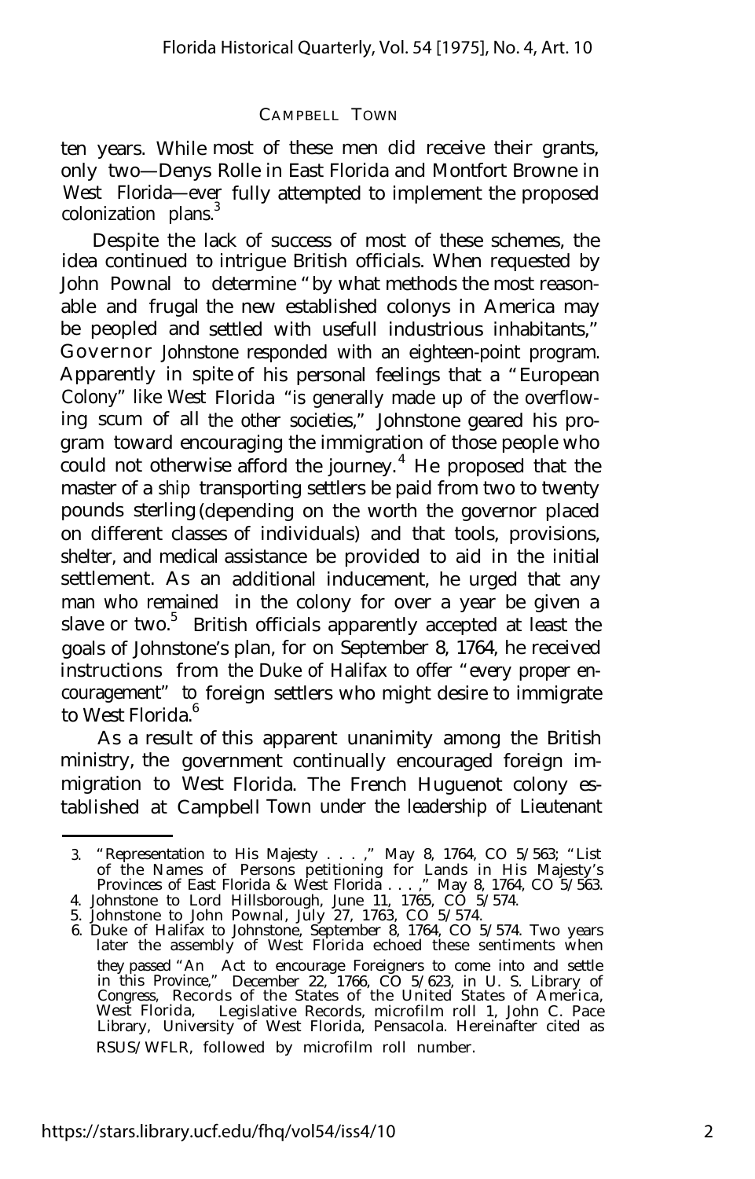ten years. While most of these men did receive their grants, only two—Denys Rolle in East Florida and Montfort Browne in West Florida—ever fully attempted to implement the proposed colonization plans.[3]

Despite the lack of success of most of these schemes, the idea continued to intrigue British officials. When requested by John Pownal to determine "by what methods the most reasonable and frugal the new established colonys in America may be peopled and settled with usefull industrious inhabitants," Governor Johnstone responded with an eighteen-point program. Apparently in spite of his personal feelings that a "European Colony" like West Florida "is generally made up of the overflowing scum of all the other societies," Johnstone geared his program toward encouraging the immigration of those people who could not otherwise afford the journey.[4] He proposed that the master of a ship transporting settlers be paid from two to twenty pounds sterling (depending on the worth the governor placed on different classes of individuals) and that tools, provisions, shelter, and medical assistance be provided to aid in the initial settlement. As an additional inducement, he urged that any man who remained in the colony for over a year be given a slave or two.[5] British officials apparently accepted at least the goals of Johnstone's plan, for on September 8, 1764, he received instructions from the Duke of Halifax to offer "every proper encouragement" to foreign settlers who might desire to immigrate to West Florida.[6]

As a result of this apparent unanimity among the British ministry, the government continually encouraged foreign immigration to West Florida. The French Huguenot colony established at Campbell Town under the leadership of Lieutenant

---

3. "Representation to His Majesty . . . ," May 8, 1764, CO 5/563; "List of the Names of Persons petitioning for Lands in His Majesty's Provinces of East Florida & West Florida . . . ," May 8, 1764, CO 5/563.
4. Johnstone to Lord Hillsborough, June 11, 1765, CO 5/574.
5. Johnstone to John Pownal, July 27, 1763, CO 5/574.
6. Duke of Halifax to Johnstone, September 8, 1764, CO 5/574. Two years later the assembly of West Florida echoed these sentiments when they passed "An Act to encourage Foreigners to come into and settle in this Province," December 22, 1766, CO 5/623, in U. S. Library of Congress, Records of the States of the United States of America, West Florida, Legislative Records, microfilm roll 1, John C. Pace Library, University of West Florida, Pensacola. Hereinafter cited as RSUS/WFLR, followed by microfilm roll number.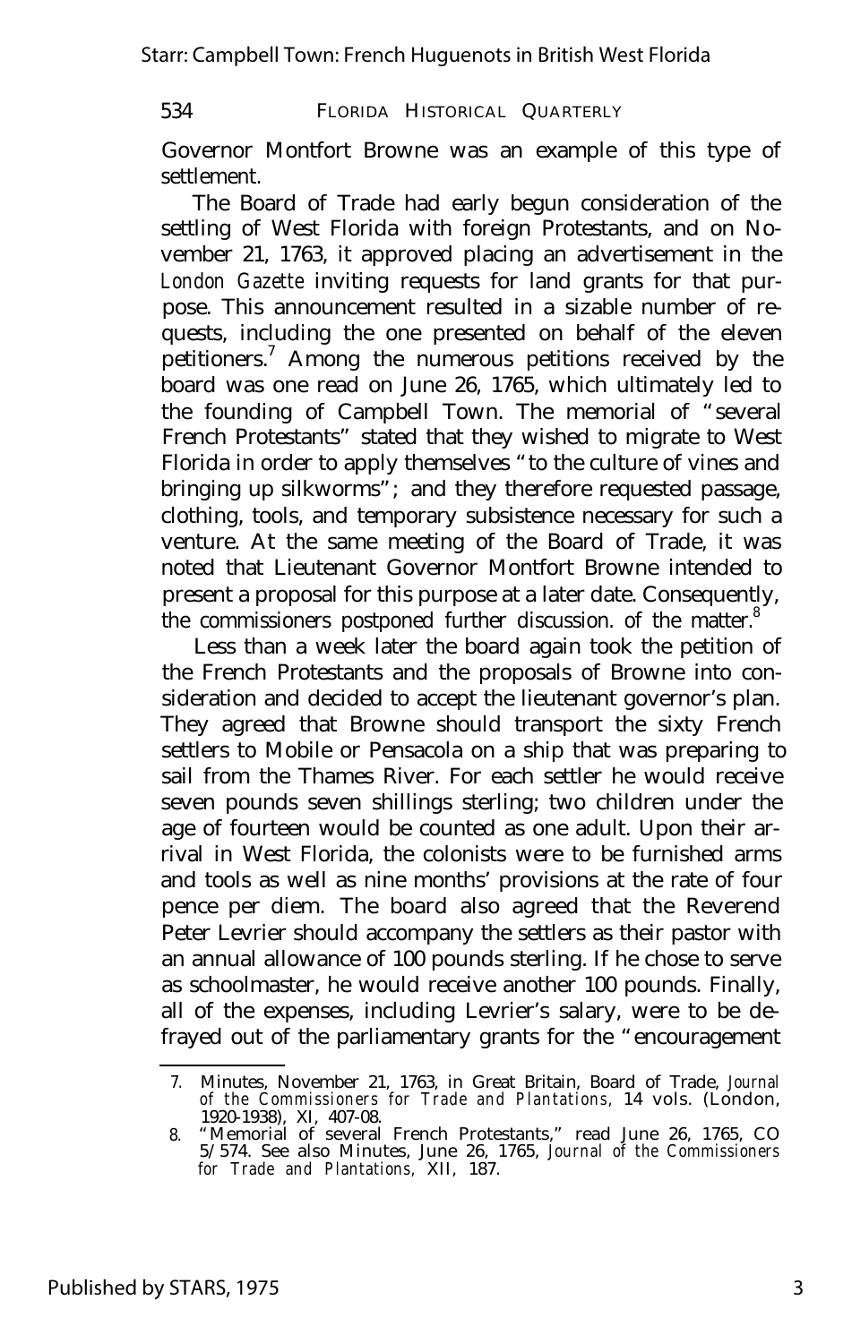Governor Montfort Browne was an example of this type of settlement.

The Board of Trade had early begun consideration of the settling of West Florida with foreign Protestants, and on November 21, 1763, it approved placing an advertisement in the *London Gazette* inviting requests for land grants for that purpose. This announcement resulted in a sizable number of requests, including the one presented on behalf of the eleven petitioners.[7] Among the numerous petitions received by the board was one read on June 26, 1765, which ultimately led to the founding of Campbell Town. The memorial of "several French Protestants" stated that they wished to migrate to West Florida in order to apply themselves "to the culture of vines and bringing up silkworms"; and they therefore requested passage, clothing, tools, and temporary subsistence necessary for such a venture. At the same meeting of the Board of Trade, it was noted that Lieutenant Governor Montfort Browne intended to present a proposal for this purpose at a later date. Consequently, the commissioners postponed further discussion. of the matter.[8]

Less than a week later the board again took the petition of the French Protestants and the proposals of Browne into consideration and decided to accept the lieutenant governor's plan. They agreed that Browne should transport the sixty French settlers to Mobile or Pensacola on a ship that was preparing to sail from the Thames River. For each settler he would receive seven pounds seven shillings sterling; two children under the age of fourteen would be counted as one adult. Upon their arrival in West Florida, the colonists were to be furnished arms and tools as well as nine months' provisions at the rate of four pence per diem. The board also agreed that the Reverend Peter Levrier should accompany the settlers as their pastor with an annual allowance of 100 pounds sterling. If he chose to serve as schoolmaster, he would receive another 100 pounds. Finally, all of the expenses, including Levrier's salary, were to be defrayed out of the parliamentary grants for the "encouragement

---

7. Minutes, November 21, 1763, in Great Britain, Board of Trade, *Journal of the Commissioners for Trade and Plantations*, 14 vols. (London, 1920-1938), XI, 407-08.
8. "Memorial of several French Protestants," read June 26, 1765, CO 5/574. See also Minutes, June 26, 1765, *Journal of the Commissioners for Trade and Plantations*, XII, 187.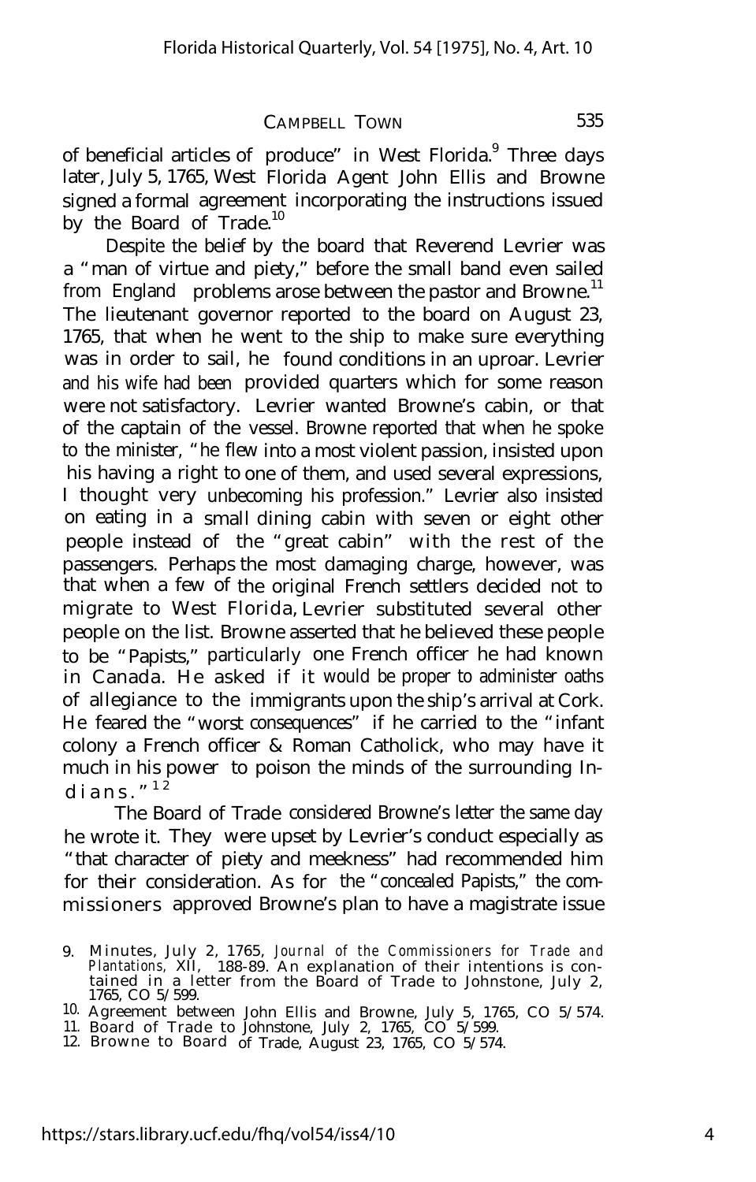of beneficial articles of produce" in West Florida.[9] Three days later, July 5, 1765, West Florida Agent John Ellis and Browne signed a formal agreement incorporating the instructions issued by the Board of Trade.[10]

Despite the belief by the board that Reverend Levrier was a "man of virtue and piety," before the small band even sailed from England problems arose between the pastor and Browne.[11] The lieutenant governor reported to the board on August 23, 1765, that when he went to the ship to make sure everything was in order to sail, he found conditions in an uproar. Levrier and his wife had been provided quarters which for some reason were not satisfactory. Levrier wanted Browne's cabin, or that of the captain of the vessel. Browne reported that when he spoke to the minister, "he flew into a most violent passion, insisted upon his having a right to one of them, and used several expressions, I thought very unbecoming his profession." Levrier also insisted on eating in a small dining cabin with seven or eight other people instead of the "great cabin" with the rest of the passengers. Perhaps the most damaging charge, however, was that when a few of the original French settlers decided not to migrate to West Florida, Levrier substituted several other people on the list. Browne asserted that he believed these people to be "Papists," particularly one French officer he had known in Canada. He asked if it would be proper to administer oaths of allegiance to the immigrants upon the ship's arrival at Cork. He feared the "worst consequences" if he carried to the "infant colony a French officer & Roman Catholick, who may have it much in his power to poison the minds of the surrounding Indians."[12]

The Board of Trade considered Browne's letter the same day he wrote it. They were upset by Levrier's conduct especially as "that character of piety and meekness" had recommended him for their consideration. As for the "concealed Papists," the commissioners approved Browne's plan to have a magistrate issue

9. Minutes, July 2, 1765, *Journal of the Commissioners for Trade and Plantations*, XII, 188-89. An explanation of their intentions is contained in a letter from the Board of Trade to Johnstone, July 2, 1765, CO 5/599.

10. Agreement between John Ellis and Browne, July 5, 1765, CO 5/574.

11. Board of Trade to Johnstone, July 2, 1765, CO 5/599.

12. Browne to Board of Trade, August 23, 1765, CO 5/574.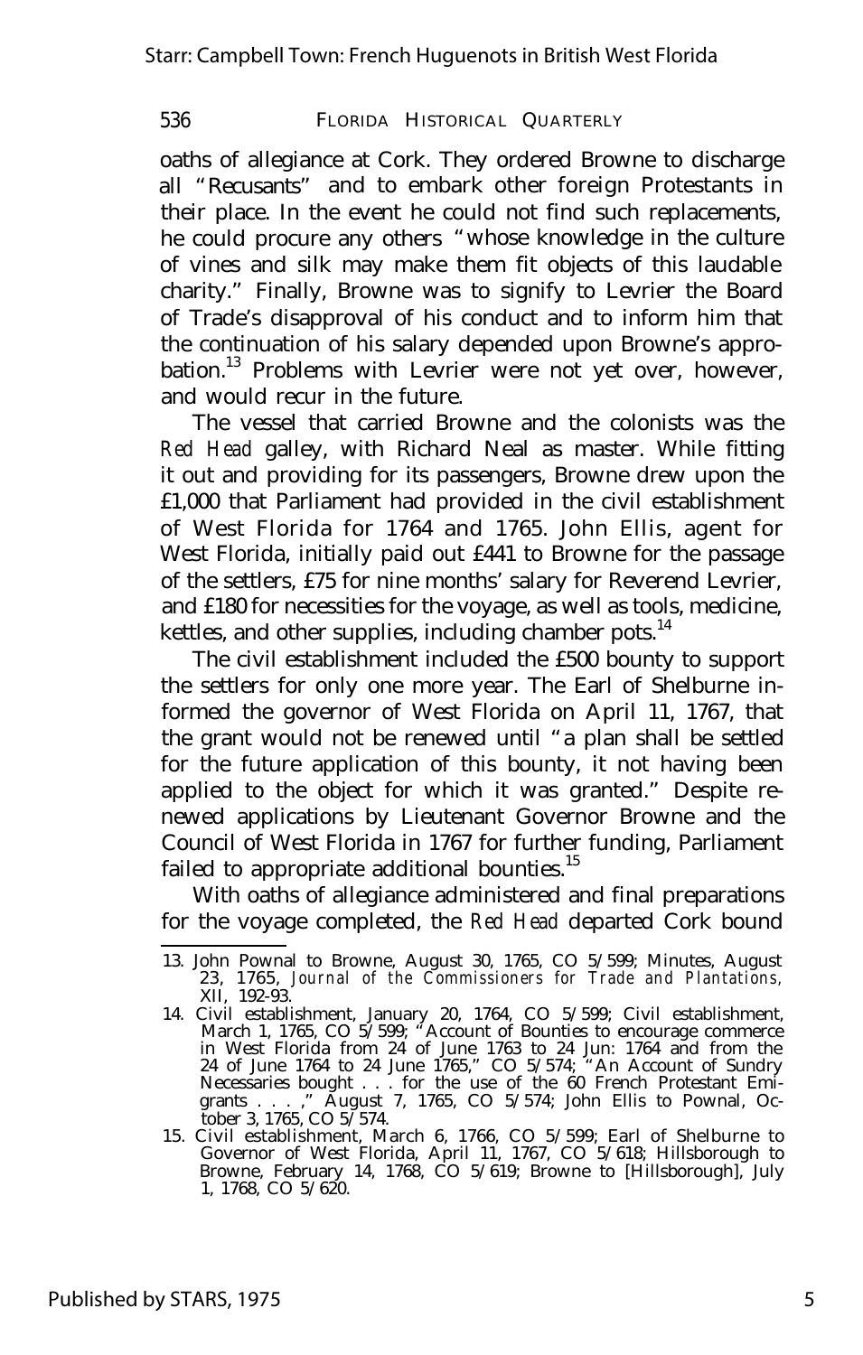oaths of allegiance at Cork. They ordered Browne to discharge all "Recusants" and to embark other foreign Protestants in their place. In the event he could not find such replacements, he could procure any others "whose knowledge in the culture of vines and silk may make them fit objects of this laudable charity." Finally, Browne was to signify to Levrier the Board of Trade's disapproval of his conduct and to inform him that the continuation of his salary depended upon Browne's approbation.[13] Problems with Levrier were not yet over, however, and would recur in the future.

The vessel that carried Browne and the colonists was the *Red Head* galley, with Richard Neal as master. While fitting it out and providing for its passengers, Browne drew upon the £1,000 that Parliament had provided in the civil establishment of West Florida for 1764 and 1765. John Ellis, agent for West Florida, initially paid out £441 to Browne for the passage of the settlers, £75 for nine months' salary for Reverend Levrier, and £180 for necessities for the voyage, as well as tools, medicine, kettles, and other supplies, including chamber pots.[14]

The civil establishment included the £500 bounty to support the settlers for only one more year. The Earl of Shelburne informed the governor of West Florida on April 11, 1767, that the grant would not be renewed until "a plan shall be settled for the future application of this bounty, it not having been applied to the object for which it was granted." Despite renewed applications by Lieutenant Governor Browne and the Council of West Florida in 1767 for further funding, Parliament failed to appropriate additional bounties.[15]

With oaths of allegiance administered and final preparations for the voyage completed, the *Red Head* departed Cork bound

---

13. John Pownal to Browne, August 30, 1765, CO 5/599; Minutes, August 23, 1765, *Journal of the Commissioners for Trade and Plantations*, XII, 192-93.
14. Civil establishment, January 20, 1764, CO 5/599; Civil establishment, March 1, 1765, CO 5/599; "Account of Bounties to encourage commerce in West Florida from 24 of June 1763 to 24 Jun: 1764 and from the 24 of June 1764 to 24 June 1765," CO 5/574; "An Account of Sundry Necessaries bought . . . for the use of the 60 French Protestant Emigrants . . . ," August 7, 1765, CO 5/574; John Ellis to Pownal, October 3, 1765, CO 5/574.
15. Civil establishment, March 6, 1766, CO 5/599; Earl of Shelburne to Governor of West Florida, April 11, 1767, CO 5/618; Hillsborough to Browne, February 14, 1768, CO 5/619; Browne to [Hillsborough], July 1, 1768, CO 5/620.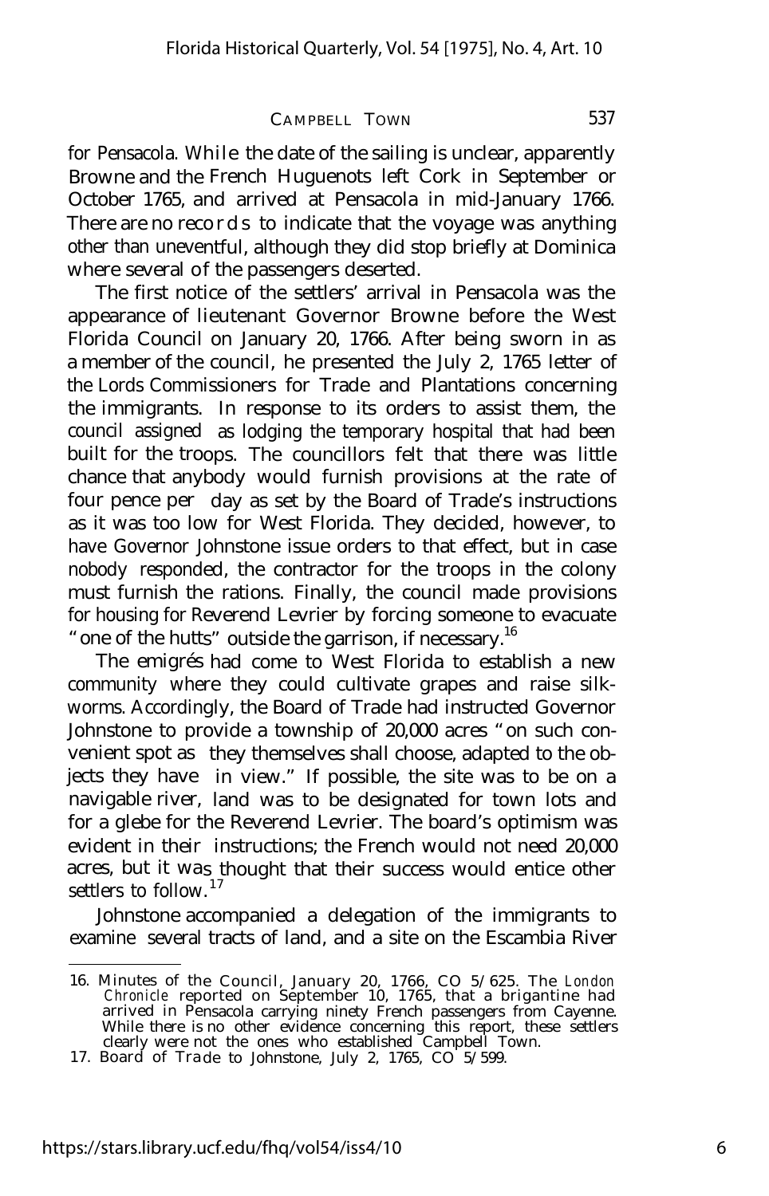for Pensacola. While the date of the sailing is unclear, apparently Browne and the French Huguenots left Cork in September or October 1765, and arrived at Pensacola in mid-January 1766. There are no records to indicate that the voyage was anything other than uneventful, although they did stop briefly at Dominica where several of the passengers deserted.

The first notice of the settlers' arrival in Pensacola was the appearance of lieutenant Governor Browne before the West Florida Council on January 20, 1766. After being sworn in as a member of the council, he presented the July 2, 1765 letter of the Lords Commissioners for Trade and Plantations concerning the immigrants. In response to its orders to assist them, the council assigned as lodging the temporary hospital that had been built for the troops. The councillors felt that there was little chance that anybody would furnish provisions at the rate of four pence per day as set by the Board of Trade's instructions as it was too low for West Florida. They decided, however, to have Governor Johnstone issue orders to that effect, but in case nobody responded, the contractor for the troops in the colony must furnish the rations. Finally, the council made provisions for housing for Reverend Levrier by forcing someone to evacuate "one of the hutts" outside the garrison, if necessary.[16]

The emigrés had come to West Florida to establish a new community where they could cultivate grapes and raise silk-worms. Accordingly, the Board of Trade had instructed Governor Johnstone to provide a township of 20,000 acres "on such convenient spot as they themselves shall choose, adapted to the objects they have in view." If possible, the site was to be on a navigable river, land was to be designated for town lots and for a glebe for the Reverend Levrier. The board's optimism was evident in their instructions; the French would not need 20,000 acres, but it was thought that their success would entice other settlers to follow.[17]

Johnstone accompanied a delegation of the immigrants to examine several tracts of land, and a site on the Escambia River

---

16. Minutes of the Council, January 20, 1766, CO 5/625. The *London Chronicle* reported on September 10, 1765, that a brigantine had arrived in Pensacola carrying ninety French passengers from Cayenne. While there is no other evidence concerning this report, these settlers clearly were not the ones who established Campbell Town.
17. Board of Trade to Johnstone, July 2, 1765, CO 5/599.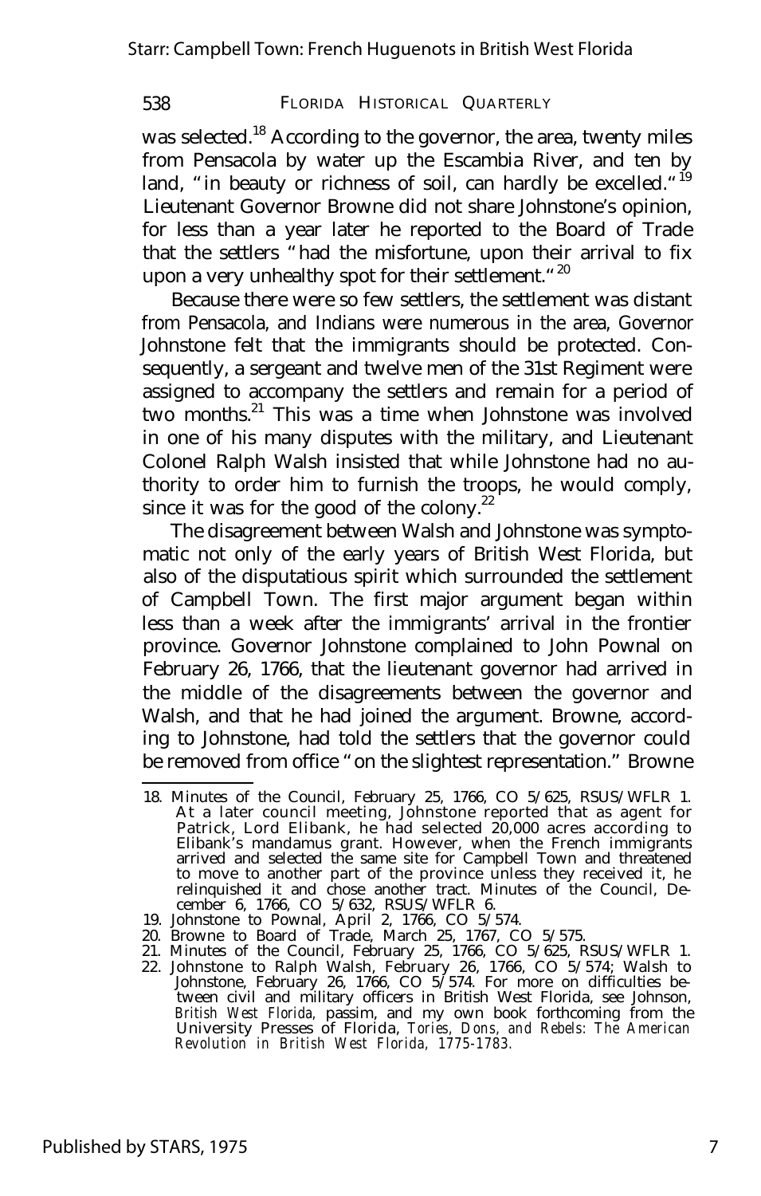was selected.[18] According to the governor, the area, twenty miles from Pensacola by water up the Escambia River, and ten by land, "in beauty or richness of soil, can hardly be excelled."[19] Lieutenant Governor Browne did not share Johnstone's opinion, for less than a year later he reported to the Board of Trade that the settlers "had the misfortune, upon their arrival to fix upon a very unhealthy spot for their settlement."[20]

Because there were so few settlers, the settlement was distant from Pensacola, and Indians were numerous in the area, Governor Johnstone felt that the immigrants should be protected. Consequently, a sergeant and twelve men of the 31st Regiment were assigned to accompany the settlers and remain for a period of two months.[21] This was a time when Johnstone was involved in one of his many disputes with the military, and Lieutenant Colonel Ralph Walsh insisted that while Johnstone had no authority to order him to furnish the troops, he would comply, since it was for the good of the colony.[22]

The disagreement between Walsh and Johnstone was symptomatic not only of the early years of British West Florida, but also of the disputatious spirit which surrounded the settlement of Campbell Town. The first major argument began within less than a week after the immigrants' arrival in the frontier province. Governor Johnstone complained to John Pownal on February 26, 1766, that the lieutenant governor had arrived in the middle of the disagreements between the governor and Walsh, and that he had joined the argument. Browne, according to Johnstone, had told the settlers that the governor could be removed from office "on the slightest representation." Browne

---

18. Minutes of the Council, February 25, 1766, CO 5/625, RSUS/WFLR 1. At a later council meeting, Johnstone reported that as agent for Patrick, Lord Elibank, he had selected 20,000 acres according to Elibank's mandamus grant. However, when the French immigrants arrived and selected the same site for Campbell Town and threatened to move to another part of the province unless they received it, he relinquished it and chose another tract. Minutes of the Council, December 6, 1766, CO 5/632, RSUS/WFLR 6.
19. Johnstone to Pownal, April 2, 1766, CO 5/574.
20. Browne to Board of Trade, March 25, 1767, CO 5/575.
21. Minutes of the Council, February 25, 1766, CO 5/625, RSUS/WFLR 1.
22. Johnstone to Ralph Walsh, February 26, 1766, CO 5/574; Walsh to Johnstone, February 26, 1766, CO 5/574. For more on difficulties between civil and military officers in British West Florida, see Johnson, *British West Florida*, passim, and my own book forthcoming from the University Presses of Florida, *Tories, Dons, and Rebels: The American Revolution in British West Florida, 1775-1783*.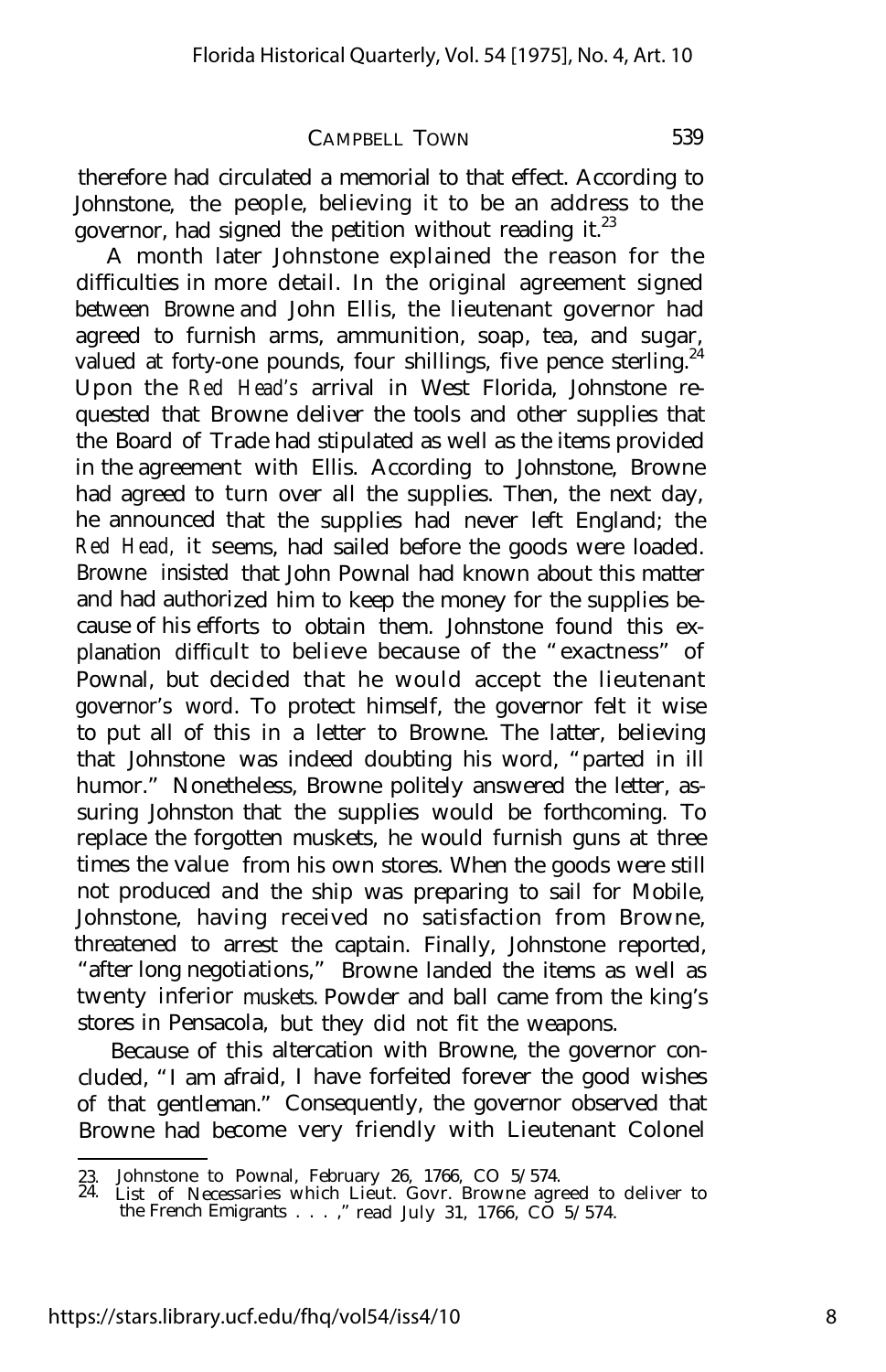therefore had circulated a memorial to that effect. According to Johnstone, the people, believing it to be an address to the governor, had signed the petition without reading it.[23]

A month later Johnstone explained the reason for the difficulties in more detail. In the original agreement signed between Browne and John Ellis, the lieutenant governor had agreed to furnish arms, ammunition, soap, tea, and sugar, valued at forty-one pounds, four shillings, five pence sterling.[24] Upon the *Red Head's* arrival in West Florida, Johnstone requested that Browne deliver the tools and other supplies that the Board of Trade had stipulated as well as the items provided in the agreement with Ellis. According to Johnstone, Browne had agreed to turn over all the supplies. Then, the next day, he announced that the supplies had never left England; the *Red Head,* it seems, had sailed before the goods were loaded. Browne insisted that John Pownal had known about this matter and had authorized him to keep the money for the supplies because of his efforts to obtain them. Johnstone found this explanation difficult to believe because of the "exactness" of Pownal, but decided that he would accept the lieutenant governor's word. To protect himself, the governor felt it wise to put all of this in a letter to Browne. The latter, believing that Johnstone was indeed doubting his word, "parted in ill humor." Nonetheless, Browne politely answered the letter, assuring Johnston that the supplies would be forthcoming. To replace the forgotten muskets, he would furnish guns at three times the value from his own stores. When the goods were still not produced and the ship was preparing to sail for Mobile, Johnstone, having received no satisfaction from Browne, threatened to arrest the captain. Finally, Johnstone reported, "after long negotiations," Browne landed the items as well as twenty inferior muskets. Powder and ball came from the king's stores in Pensacola, but they did not fit the weapons.

Because of this altercation with Browne, the governor concluded, "I am afraid, I have forfeited forever the good wishes of that gentleman." Consequently, the governor observed that Browne had become very friendly with Lieutenant Colonel

---

23. Johnstone to Pownal, February 26, 1766, CO 5/574.
24. List of Necessaries which Lieut. Govr. Browne agreed to deliver to the French Emigrants . . . ," read July 31, 1766, CO 5/574.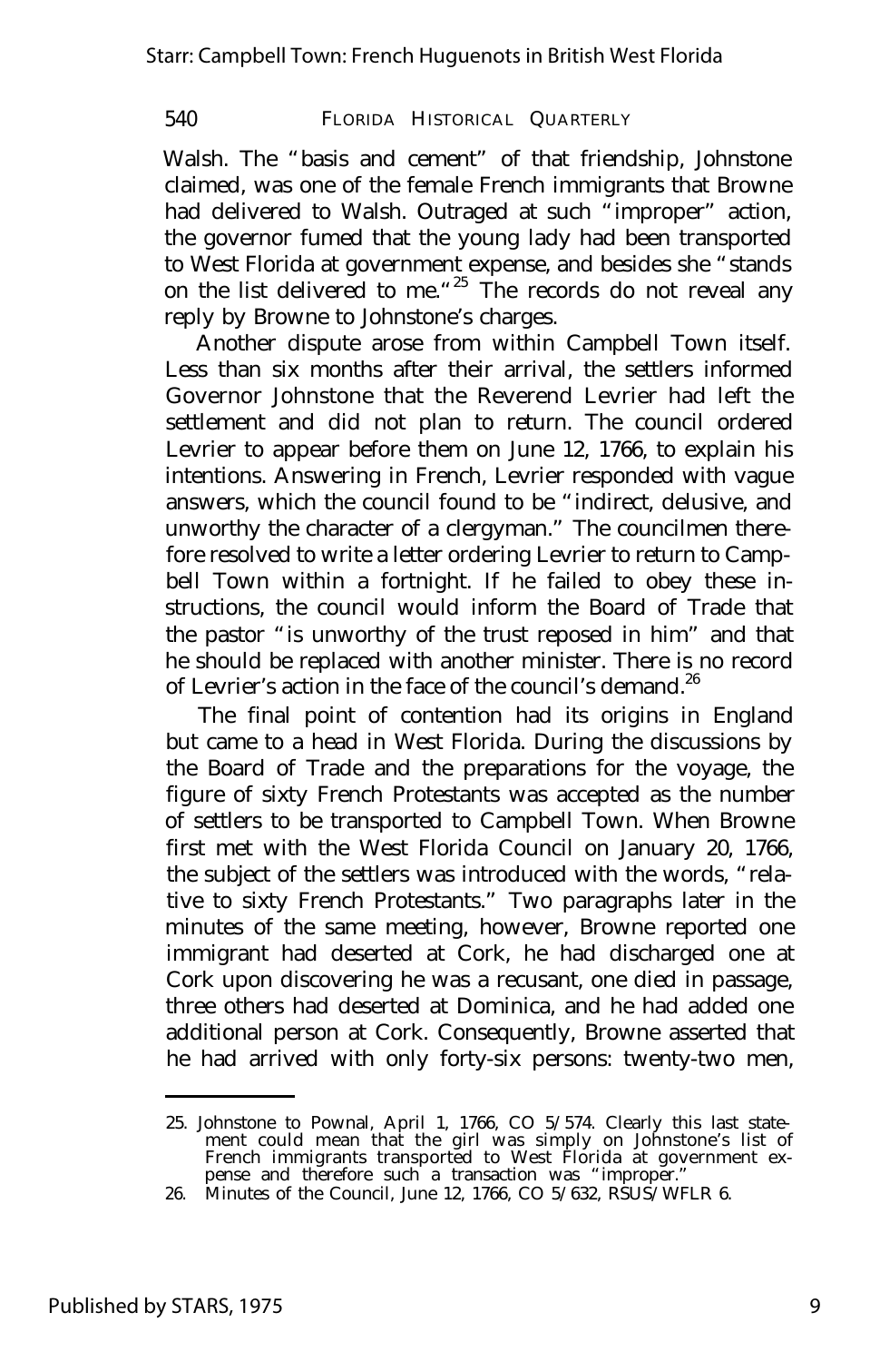Walsh. The "basis and cement" of that friendship, Johnstone claimed, was one of the female French immigrants that Browne had delivered to Walsh. Outraged at such "improper" action, the governor fumed that the young lady had been transported to West Florida at government expense, and besides she "stands on the list delivered to me."[25] The records do not reveal any reply by Browne to Johnstone's charges.

Another dispute arose from within Campbell Town itself. Less than six months after their arrival, the settlers informed Governor Johnstone that the Reverend Levrier had left the settlement and did not plan to return. The council ordered Levrier to appear before them on June 12, 1766, to explain his intentions. Answering in French, Levrier responded with vague answers, which the council found to be "indirect, delusive, and unworthy the character of a clergyman." The councilmen therefore resolved to write a letter ordering Levrier to return to Campbell Town within a fortnight. If he failed to obey these instructions, the council would inform the Board of Trade that the pastor "is unworthy of the trust reposed in him" and that he should be replaced with another minister. There is no record of Levrier's action in the face of the council's demand.[26]

The final point of contention had its origins in England but came to a head in West Florida. During the discussions by the Board of Trade and the preparations for the voyage, the figure of sixty French Protestants was accepted as the number of settlers to be transported to Campbell Town. When Browne first met with the West Florida Council on January 20, 1766, the subject of the settlers was introduced with the words, "relative to sixty French Protestants." Two paragraphs later in the minutes of the same meeting, however, Browne reported one immigrant had deserted at Cork, he had discharged one at Cork upon discovering he was a recusant, one died in passage, three others had deserted at Dominica, and he had added one additional person at Cork. Consequently, Browne asserted that he had arrived with only forty-six persons: twenty-two men,

25. Johnstone to Pownal, April 1, 1766, CO 5/574. Clearly this last statement could mean that the girl was simply on Johnstone's list of French immigrants transported to West Florida at government expense and therefore such a transaction was "improper."
26. Minutes of the Council, June 12, 1766, CO 5/632, RSUS/WFLR 6.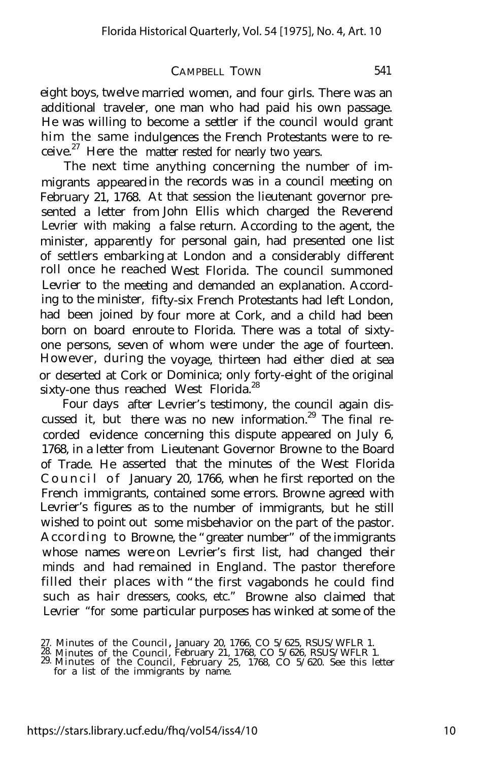eight boys, twelve married women, and four girls. There was an additional traveler, one man who had paid his own passage. He was willing to become a settler if the council would grant him the same indulgences the French Protestants were to receive.[27] Here the matter rested for nearly two years.

The next time anything concerning the number of immigrants appeared in the records was in a council meeting on February 21, 1768. At that session the lieutenant governor presented a letter from John Ellis which charged the Reverend Levrier with making a false return. According to the agent, the minister, apparently for personal gain, had presented one list of settlers embarking at London and a considerably different roll once he reached West Florida. The council summoned Levrier to the meeting and demanded an explanation. According to the minister, fifty-six French Protestants had left London, had been joined by four more at Cork, and a child had been born on board enroute to Florida. There was a total of sixty-one persons, seven of whom were under the age of fourteen. However, during the voyage, thirteen had either died at sea or deserted at Cork or Dominica; only forty-eight of the original sixty-one thus reached West Florida.[28]

Four days after Levrier's testimony, the council again discussed it, but there was no new information.[29] The final recorded evidence concerning this dispute appeared on July 6, 1768, in a letter from Lieutenant Governor Browne to the Board of Trade. He asserted that the minutes of the West Florida Council of January 20, 1766, when he first reported on the French immigrants, contained some errors. Browne agreed with Levrier's figures as to the number of immigrants, but he still wished to point out some misbehavior on the part of the pastor. According to Browne, the "greater number" of the immigrants whose names were on Levrier's first list, had changed their minds and had remained in England. The pastor therefore filled their places with "the first vagabonds he could find such as hair dressers, cooks, etc." Browne also claimed that Levrier "for some particular purposes has winked at some of the

27. Minutes of the Council, January 20, 1766, CO 5/625, RSUS/WFLR 1.
28. Minutes of the Council, February 21, 1768, CO 5/626, RSUS/WFLR 1.
29. Minutes of the Council, February 25, 1768, CO 5/620. See this letter for a list of the immigrants by name.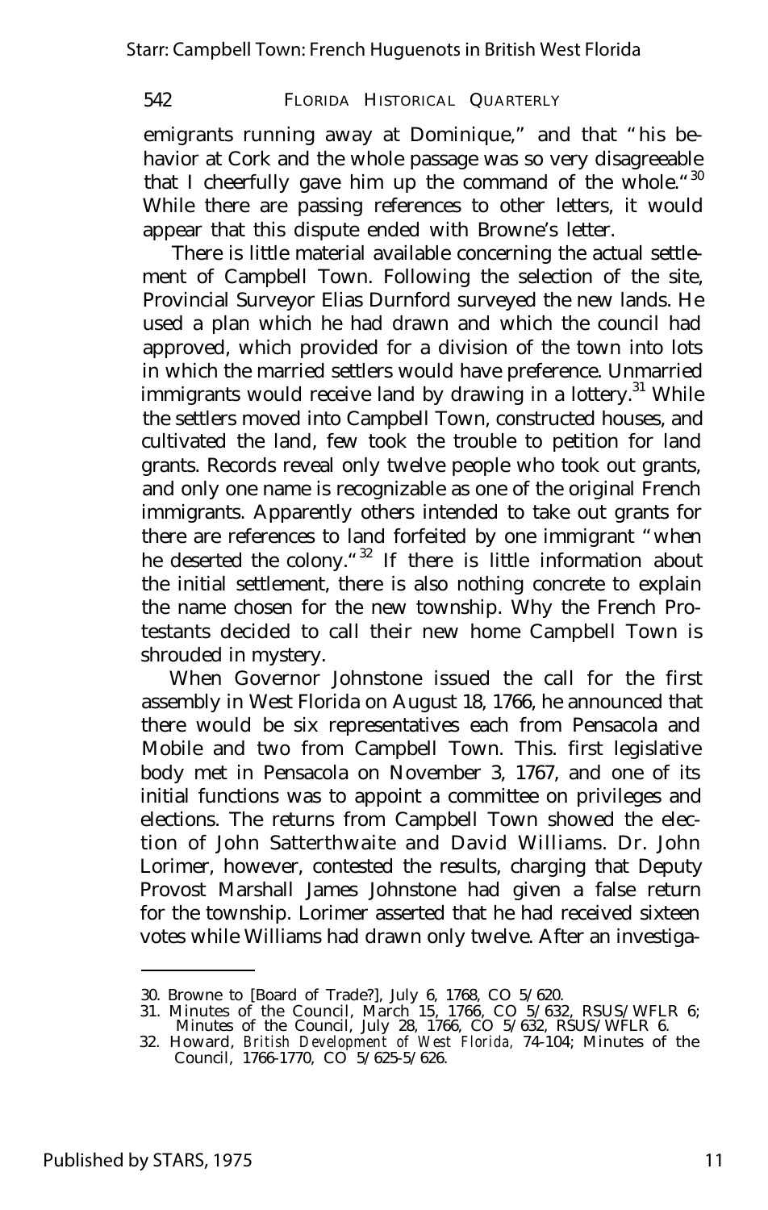emigrants running away at Dominique," and that "his behavior at Cork and the whole passage was so very disagreeable that I cheerfully gave him up the command of the whole."[30] While there are passing references to other letters, it would appear that this dispute ended with Browne's letter.

There is little material available concerning the actual settlement of Campbell Town. Following the selection of the site, Provincial Surveyor Elias Durnford surveyed the new lands. He used a plan which he had drawn and which the council had approved, which provided for a division of the town into lots in which the married settlers would have preference. Unmarried immigrants would receive land by drawing in a lottery.[31] While the settlers moved into Campbell Town, constructed houses, and cultivated the land, few took the trouble to petition for land grants. Records reveal only twelve people who took out grants, and only one name is recognizable as one of the original French immigrants. Apparently others intended to take out grants for there are references to land forfeited by one immigrant "when he deserted the colony."[32] If there is little information about the initial settlement, there is also nothing concrete to explain the name chosen for the new township. Why the French Protestants decided to call their new home Campbell Town is shrouded in mystery.

When Governor Johnstone issued the call for the first assembly in West Florida on August 18, 1766, he announced that there would be six representatives each from Pensacola and Mobile and two from Campbell Town. This. first legislative body met in Pensacola on November 3, 1767, and one of its initial functions was to appoint a committee on privileges and elections. The returns from Campbell Town showed the election of John Satterthwaite and David Williams. Dr. John Lorimer, however, contested the results, charging that Deputy Provost Marshall James Johnstone had given a false return for the township. Lorimer asserted that he had received sixteen votes while Williams had drawn only twelve. After an investiga-

30. Browne to [Board of Trade?], July 6, 1768, CO 5/620.

31. Minutes of the Council, March 15, 1766, CO 5/632, RSUS/WFLR 6; Minutes of the Council, July 28, 1766, CO 5/632, RSUS/WFLR 6.

32. Howard, *British Development of West Florida,* 74-104; Minutes of the Council, 1766-1770, CO 5/625-5/626.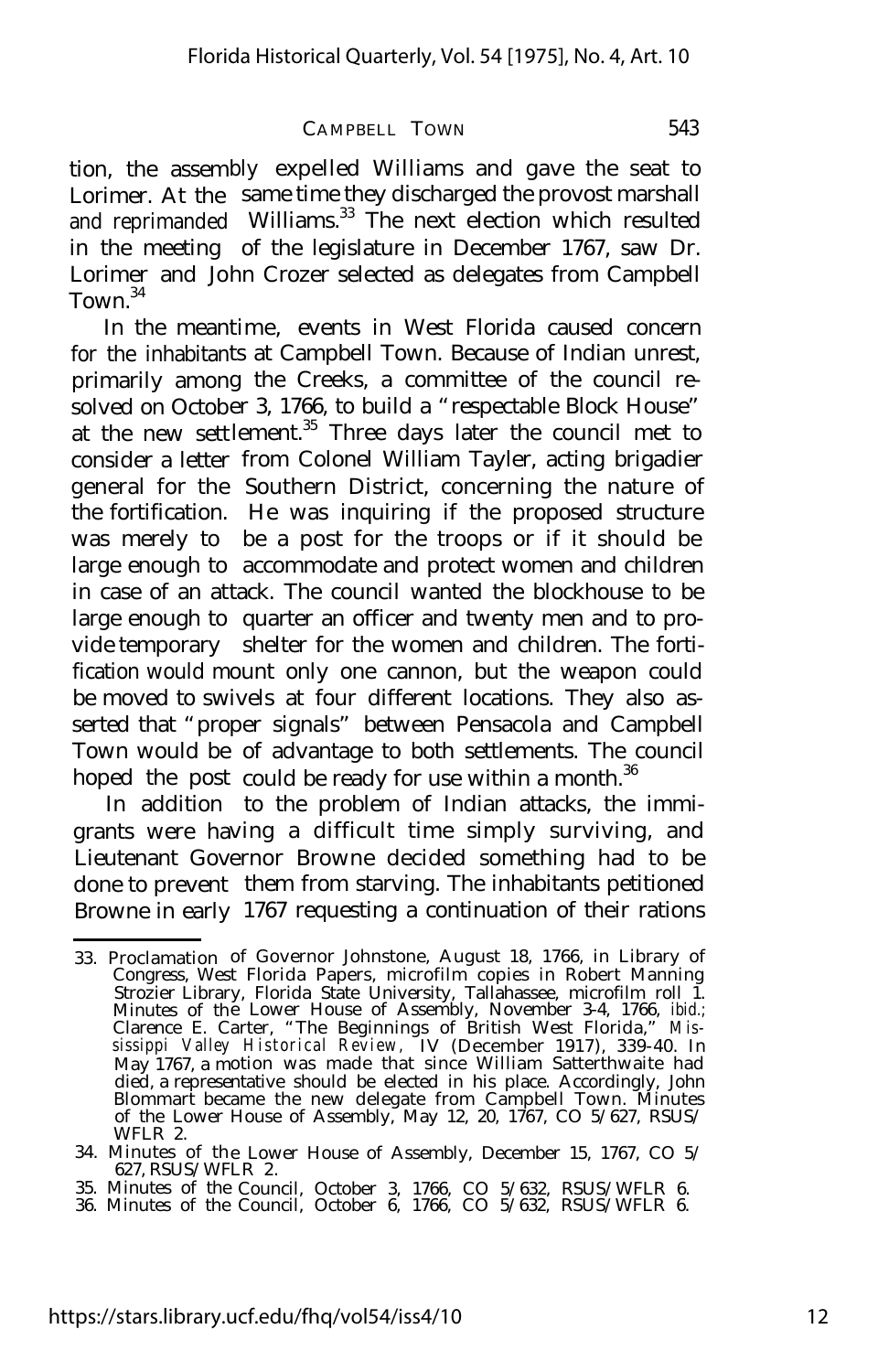tion, the assembly expelled Williams and gave the seat to Lorimer. At the same time they discharged the provost marshall and reprimanded Williams.[33] The next election which resulted in the meeting of the legislature in December 1767, saw Dr. Lorimer and John Crozer selected as delegates from Campbell Town.[34]

In the meantime, events in West Florida caused concern for the inhabitants at Campbell Town. Because of Indian unrest, primarily among the Creeks, a committee of the council resolved on October 3, 1766, to build a "respectable Block House" at the new settlement.[35] Three days later the council met to consider a letter from Colonel William Tayler, acting brigadier general for the Southern District, concerning the nature of the fortification. He was inquiring if the proposed structure was merely to be a post for the troops or if it should be large enough to accommodate and protect women and children in case of an attack. The council wanted the blockhouse to be large enough to quarter an officer and twenty men and to provide temporary shelter for the women and children. The fortification would mount only one cannon, but the weapon could be moved to swivels at four different locations. They also asserted that "proper signals" between Pensacola and Campbell Town would be of advantage to both settlements. The council hoped the post could be ready for use within a month.[36]

In addition to the problem of Indian attacks, the immigrants were having a difficult time simply surviving, and Lieutenant Governor Browne decided something had to be done to prevent them from starving. The inhabitants petitioned Browne in early 1767 requesting a continuation of their rations

---

33. Proclamation of Governor Johnstone, August 18, 1766, in Library of Congress, West Florida Papers, microfilm copies in Robert Manning Strozier Library, Florida State University, Tallahassee, microfilm roll 1. Minutes of the Lower House of Assembly, November 3-4, 1766, *ibid.*; Clarence E. Carter, "The Beginnings of British West Florida," *Mississippi Valley Historical Review*, IV (December 1917), 339-40. In May 1767, a motion was made that since William Satterthwaite had died, a representative should be elected in his place. Accordingly, John Blommart became the new delegate from Campbell Town. Minutes of the Lower House of Assembly, May 12, 20, 1767, CO 5/627, RSUS/WFLR 2.

34. Minutes of the Lower House of Assembly, December 15, 1767, CO 5/627, RSUS/WFLR 2.

35. Minutes of the Council, October 3, 1766, CO 5/632, RSUS/WFLR 6.

36. Minutes of the Council, October 6, 1766, CO 5/632, RSUS/WFLR 6.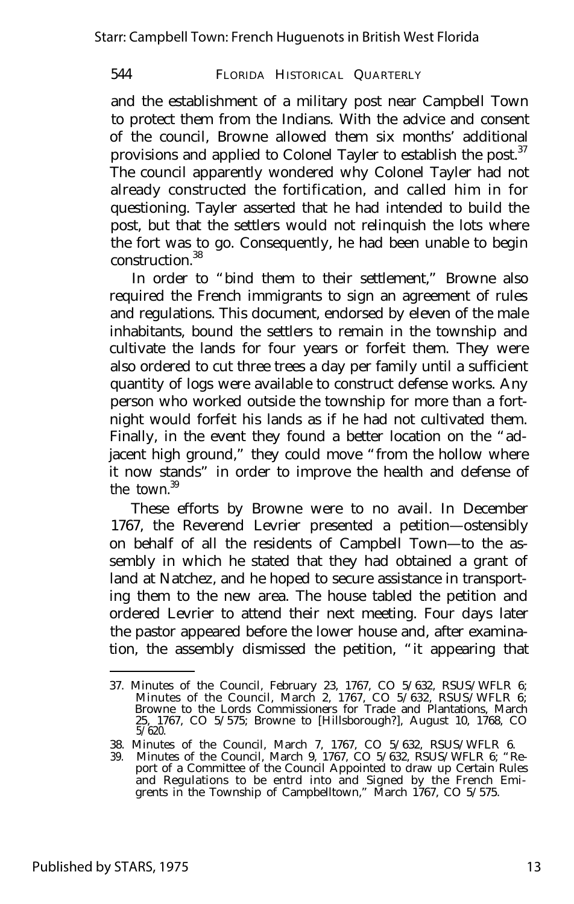and the establishment of a military post near Campbell Town to protect them from the Indians. With the advice and consent of the council, Browne allowed them six months' additional provisions and applied to Colonel Tayler to establish the post.[37] The council apparently wondered why Colonel Tayler had not already constructed the fortification, and called him in for questioning. Tayler asserted that he had intended to build the post, but that the settlers would not relinquish the lots where the fort was to go. Consequently, he had been unable to begin construction.[38]

In order to "bind them to their settlement," Browne also required the French immigrants to sign an agreement of rules and regulations. This document, endorsed by eleven of the male inhabitants, bound the settlers to remain in the township and cultivate the lands for four years or forfeit them. They were also ordered to cut three trees a day per family until a sufficient quantity of logs were available to construct defense works. Any person who worked outside the township for more than a fortnight would forfeit his lands as if he had not cultivated them. Finally, in the event they found a better location on the "adjacent high ground," they could move "from the hollow where it now stands" in order to improve the health and defense of the town.[39]

These efforts by Browne were to no avail. In December 1767, the Reverend Levrier presented a petition—ostensibly on behalf of all the residents of Campbell Town—to the assembly in which he stated that they had obtained a grant of land at Natchez, and he hoped to secure assistance in transporting them to the new area. The house tabled the petition and ordered Levrier to attend their next meeting. Four days later the pastor appeared before the lower house and, after examination, the assembly dismissed the petition, "it appearing that

---

37. Minutes of the Council, February 23, 1767, CO 5/632, RSUS/WFLR 6; Minutes of the Council, March 2, 1767, CO 5/632, RSUS/WFLR 6; Browne to the Lords Commissioners for Trade and Plantations, March 25, 1767, CO 5/575; Browne to [Hillsborough?], August 10, 1768, CO 5/620.

38. Minutes of the Council, March 7, 1767, CO 5/632, RSUS/WFLR 6.

39. Minutes of the Council, March 9, 1767, CO 5/632, RSUS/WFLR 6; "Report of a Committee of the Council Appointed to draw up Certain Rules and Regulations to be entrd into and Signed by the French Emigrents in the Township of Campbelltown," March 1767, CO 5/575.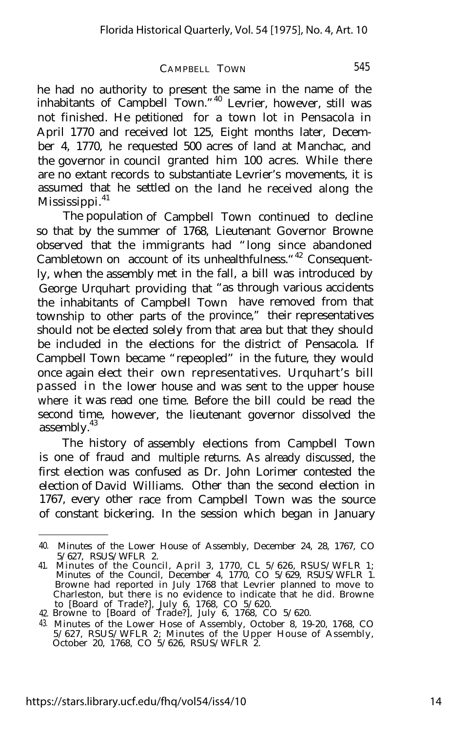he had no authority to present the same in the name of the inhabitants of Campbell Town."[40] Levrier, however, still was not finished. He petitioned for a town lot in Pensacola in April 1770 and received lot 125, Eight months later, December 4, 1770, he requested 500 acres of land at Manchac, and the governor in council granted him 100 acres. While there are no extant records to substantiate Levrier's movements, it is assumed that he settled on the land he received along the Mississippi.[41]

The population of Campbell Town continued to decline so that by the summer of 1768, Lieutenant Governor Browne observed that the immigrants had "long since abandoned Cambletown on account of its unhealthfulness."[42] Consequently, when the assembly met in the fall, a bill was introduced by George Urquhart providing that "as through various accidents the inhabitants of Campbell Town have removed from that township to other parts of the province," their representatives should not be elected solely from that area but that they should be included in the elections for the district of Pensacola. If Campbell Town became "repeopled" in the future, they would once again elect their own representatives. Urquhart's bill passed in the lower house and was sent to the upper house where it was read one time. Before the bill could be read the second time, however, the lieutenant governor dissolved the assembly.[43]

The history of assembly elections from Campbell Town is one of fraud and multiple returns. As already discussed, the first election was confused as Dr. John Lorimer contested the election of David Williams. Other than the second election in 1767, every other race from Campbell Town was the source of constant bickering. In the session which began in January

40. Minutes of the Lower House of Assembly, December 24, 28, 1767, CO 5/627, RSUS/WFLR 2.

41. Minutes of the Council, April 3, 1770, CL 5/626, RSUS/WFLR 1; Minutes of the Council, December 4, 1770, CO 5/629, RSUS/WFLR 1. Browne had reported in July 1768 that Levrier planned to move to Charleston, but there is no evidence to indicate that he did. Browne to [Board of Trade?], July 6, 1768, CO 5/620.

42. Browne to [Board of Trade?], July 6, 1768, CO 5/620.

43. Minutes of the Lower Hose of Assembly, October 8, 19-20, 1768, CO 5/627, RSUS/WFLR 2; Minutes of the Upper House of Assembly, October 20, 1768, CO 5/626, RSUS/WFLR 2.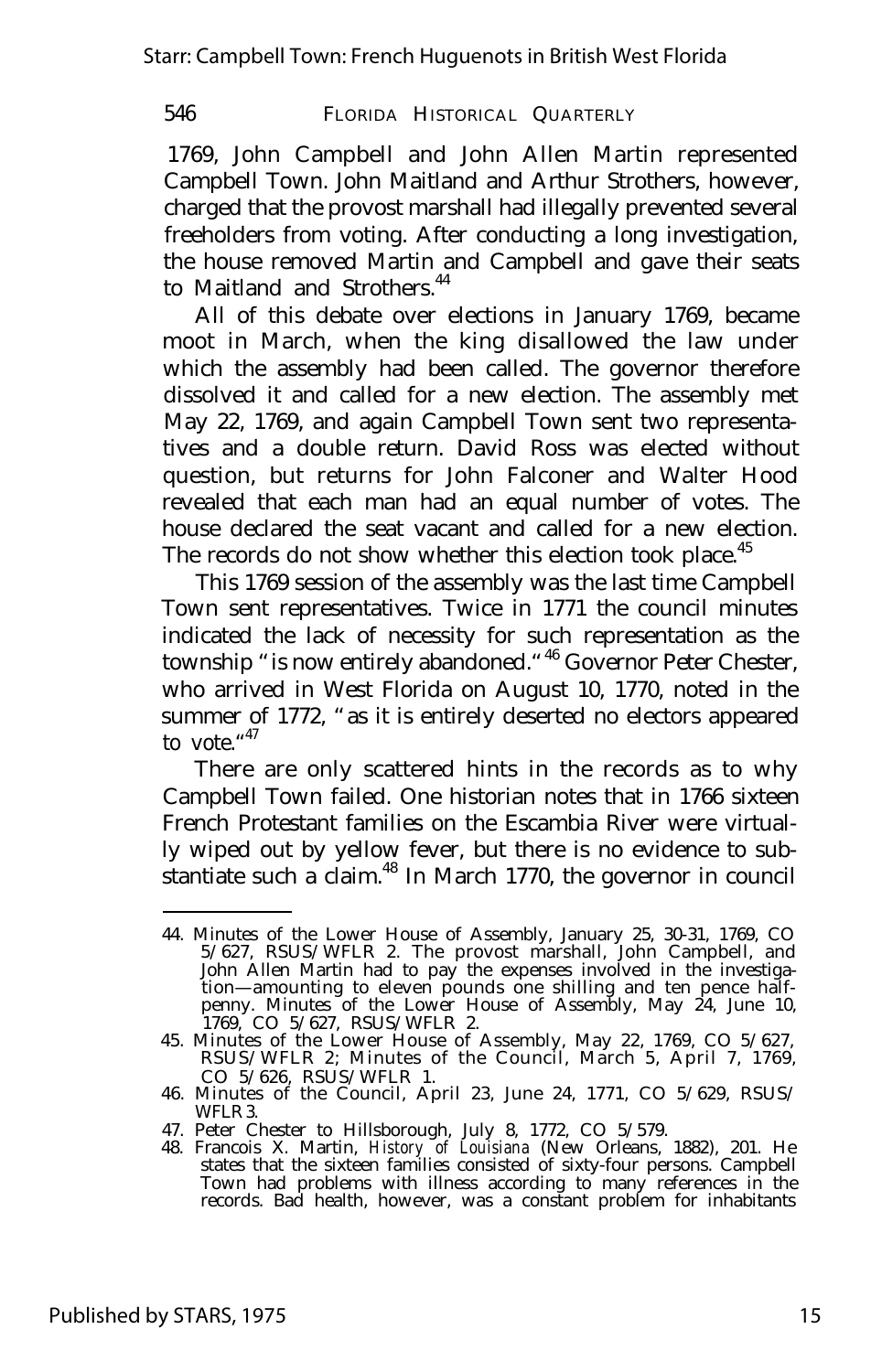1769, John Campbell and John Allen Martin represented Campbell Town. John Maitland and Arthur Strothers, however, charged that the provost marshall had illegally prevented several freeholders from voting. After conducting a long investigation, the house removed Martin and Campbell and gave their seats to Maitland and Strothers.[44]

All of this debate over elections in January 1769, became moot in March, when the king disallowed the law under which the assembly had been called. The governor therefore dissolved it and called for a new election. The assembly met May 22, 1769, and again Campbell Town sent two representatives and a double return. David Ross was elected without question, but returns for John Falconer and Walter Hood revealed that each man had an equal number of votes. The house declared the seat vacant and called for a new election. The records do not show whether this election took place.[45]

This 1769 session of the assembly was the last time Campbell Town sent representatives. Twice in 1771 the council minutes indicated the lack of necessity for such representation as the township "is now entirely abandoned."[46] Governor Peter Chester, who arrived in West Florida on August 10, 1770, noted in the summer of 1772, "as it is entirely deserted no electors appeared to vote."[47]

There are only scattered hints in the records as to why Campbell Town failed. One historian notes that in 1766 sixteen French Protestant families on the Escambia River were virtually wiped out by yellow fever, but there is no evidence to substantiate such a claim.[48] In March 1770, the governor in council

---

44. Minutes of the Lower House of Assembly, January 25, 30-31, 1769, CO 5/627, RSUS/WFLR 2. The provost marshall, John Campbell, and John Allen Martin had to pay the expenses involved in the investigation—amounting to eleven pounds one shilling and ten pence halfpenny. Minutes of the Lower House of Assembly, May 24, June 10, 1769, CO 5/627, RSUS/WFLR 2.
45. Minutes of the Lower House of Assembly, May 22, 1769, CO 5/627, RSUS/WFLR 2; Minutes of the Council, March 5, April 7, 1769, CO 5/626, RSUS/WFLR 1.
46. Minutes of the Council, April 23, June 24, 1771, CO 5/629, RSUS/WFLR 3.
47. Peter Chester to Hillsborough, July 8, 1772, CO 5/579.
48. Francois X. Martin, *History of Louisiana* (New Orleans, 1882), 201. He states that the sixteen families consisted of sixty-four persons. Campbell Town had problems with illness according to many references in the records. Bad health, however, was a constant problem for inhabitants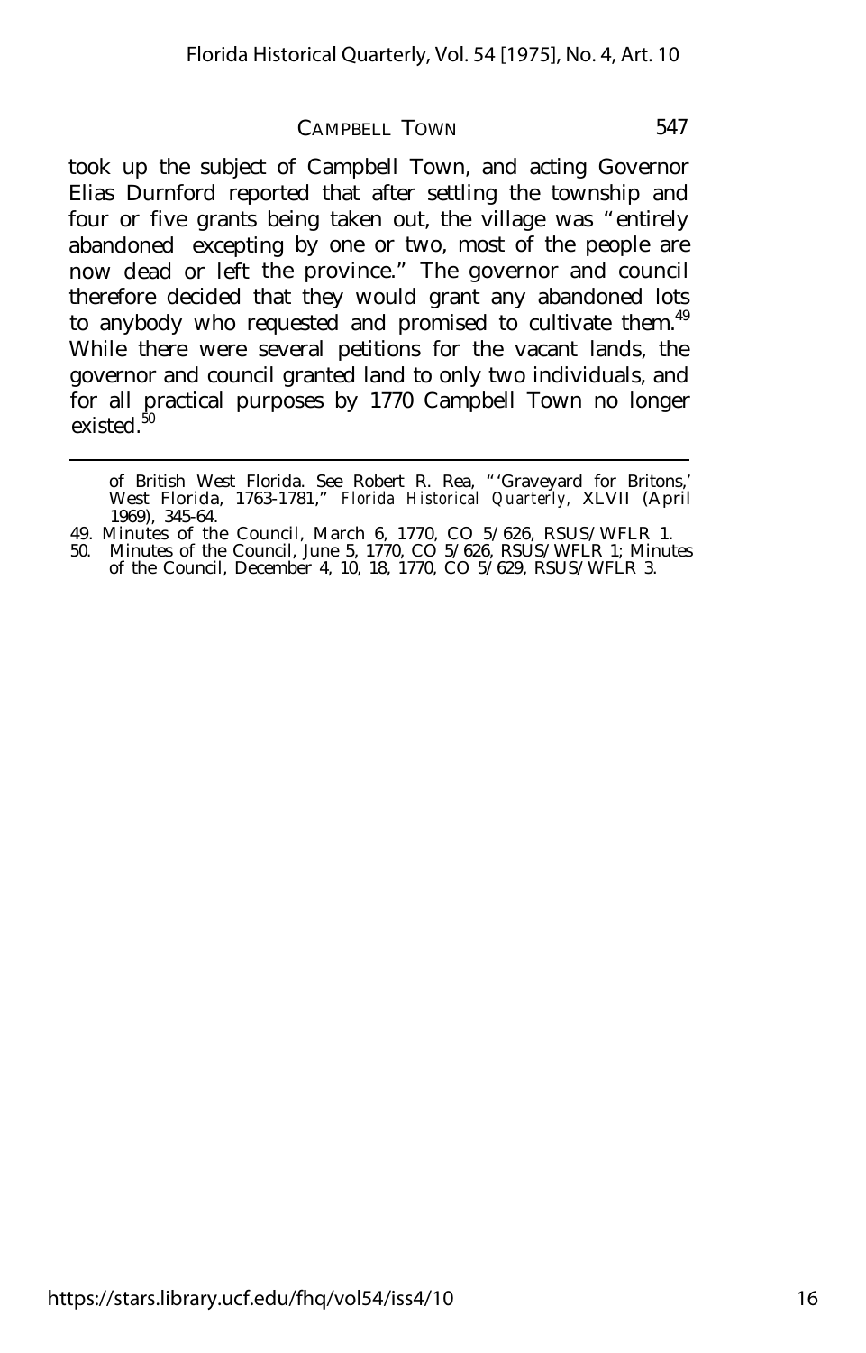took up the subject of Campbell Town, and acting Governor Elias Durnford reported that after settling the township and four or five grants being taken out, the village was "entirely abandoned excepting by one or two, most of the people are now dead or left the province." The governor and council therefore decided that they would grant any abandoned lots to anybody who requested and promised to cultivate them.[49] While there were several petitions for the vacant lands, the governor and council granted land to only two individuals, and for all practical purposes by 1770 Campbell Town no longer existed.[50]

---

of British West Florida. See Robert R. Rea, "'Graveyard for Britons,' West Florida, 1763-1781," *Florida Historical Quarterly,* XLVII (April 1969), 345-64.

49. Minutes of the Council, March 6, 1770, CO 5/626, RSUS/WFLR 1.
50. Minutes of the Council, June 5, 1770, CO 5/626, RSUS/WFLR 1; Minutes of the Council, December 4, 10, 18, 1770, CO 5/629, RSUS/WFLR 3.